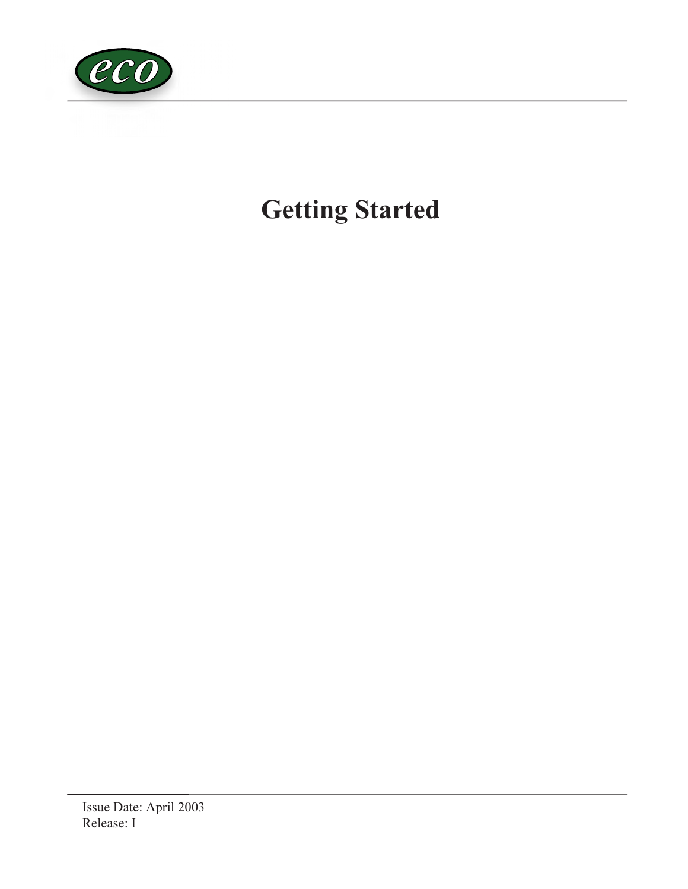# Getting Started

Issue Date: April 2003
Release: I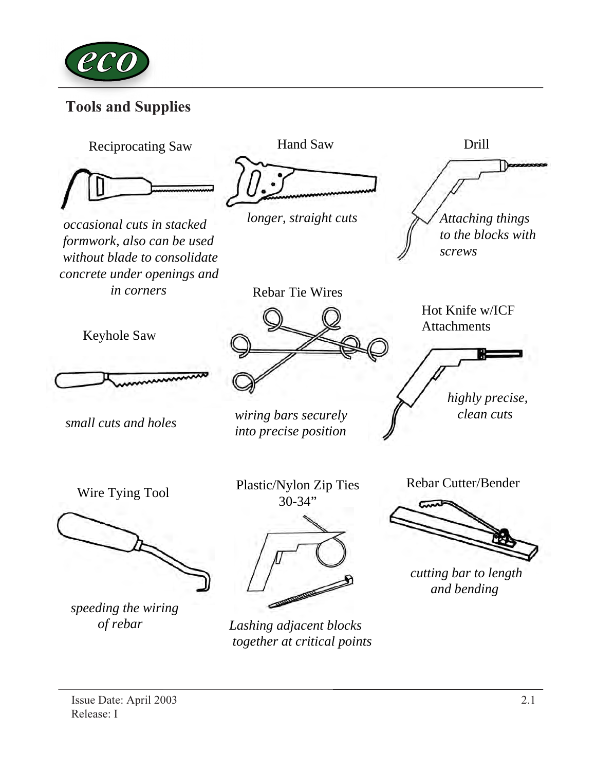## Tools and Supplies

**Reciprocating Saw**

*occasional cuts in stacked formwork, also can be used without blade to consolidate concrete under openings and in corners*

**Hand Saw**

*longer, straight cuts*

**Drill**

*Attaching things to the blocks with screws*

**Keyhole Saw**

*small cuts and holes*

**Rebar Tie Wires**

*wiring bars securely into precise position*

**Hot Knife w/ICF Attachments**

*highly precise, clean cuts*

**Wire Tying Tool**

*speeding the wiring of rebar*

**Plastic/Nylon Zip Ties 30-34”**

*Lashing adjacent blocks together at critical points*

**Rebar Cutter/Bender**

*cutting bar to length and bending*

Issue Date: April 2003
Release: I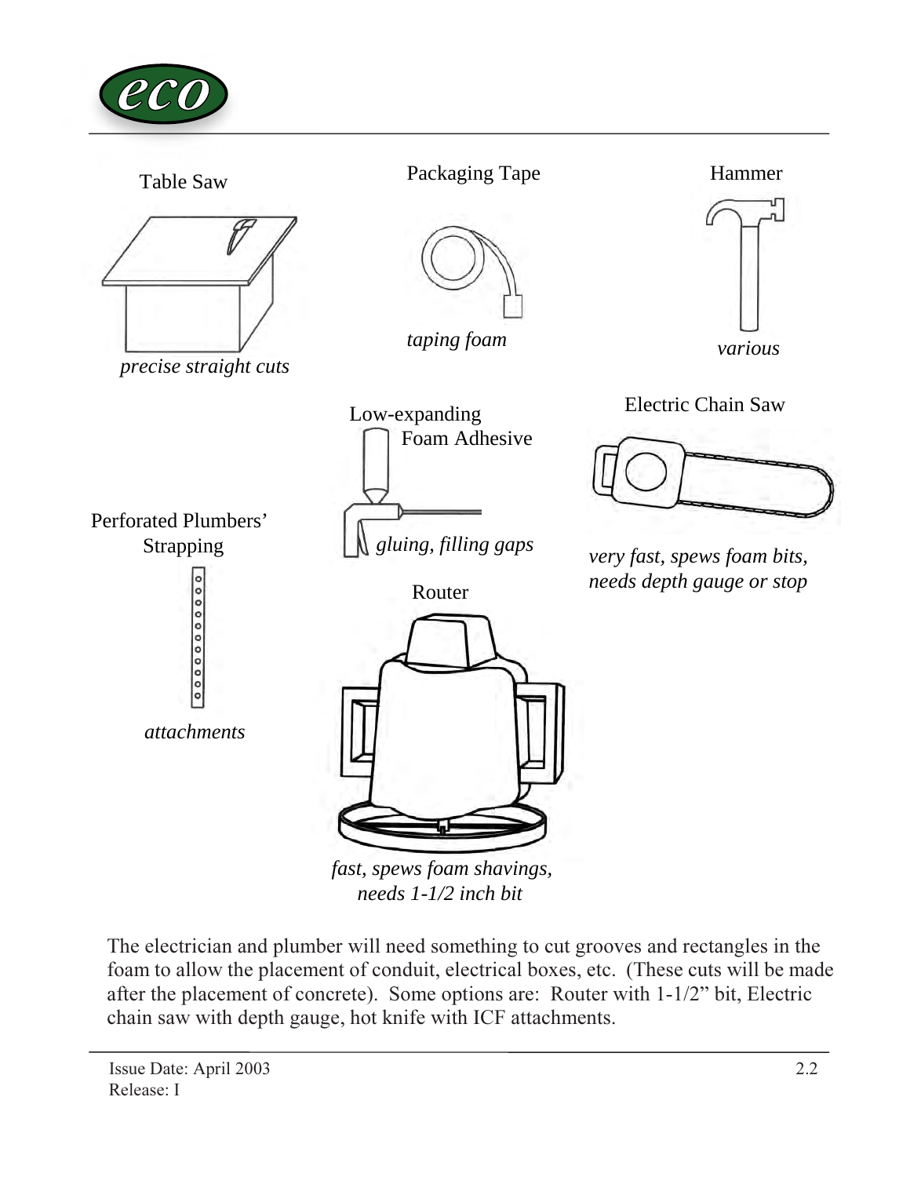Table Saw

*precise straight cuts*

Packaging Tape

*taping foam*

Hammer

*various*

Low-expanding Foam Adhesive

*gluing, filling gaps*

Electric Chain Saw

*very fast, spews foam bits, needs depth gauge or stop*

Perforated Plumbers' Strapping

*attachments*

Router

*fast, spews foam shavings, needs 1-1/2 inch bit*

The electrician and plumber will need something to cut grooves and rectangles in the foam to allow the placement of conduit, electrical boxes, etc. (These cuts will be made after the placement of concrete). Some options are: Router with 1-1/2" bit, Electric chain saw with depth gauge, hot knife with ICF attachments.

Issue Date: April 2003
Release: I